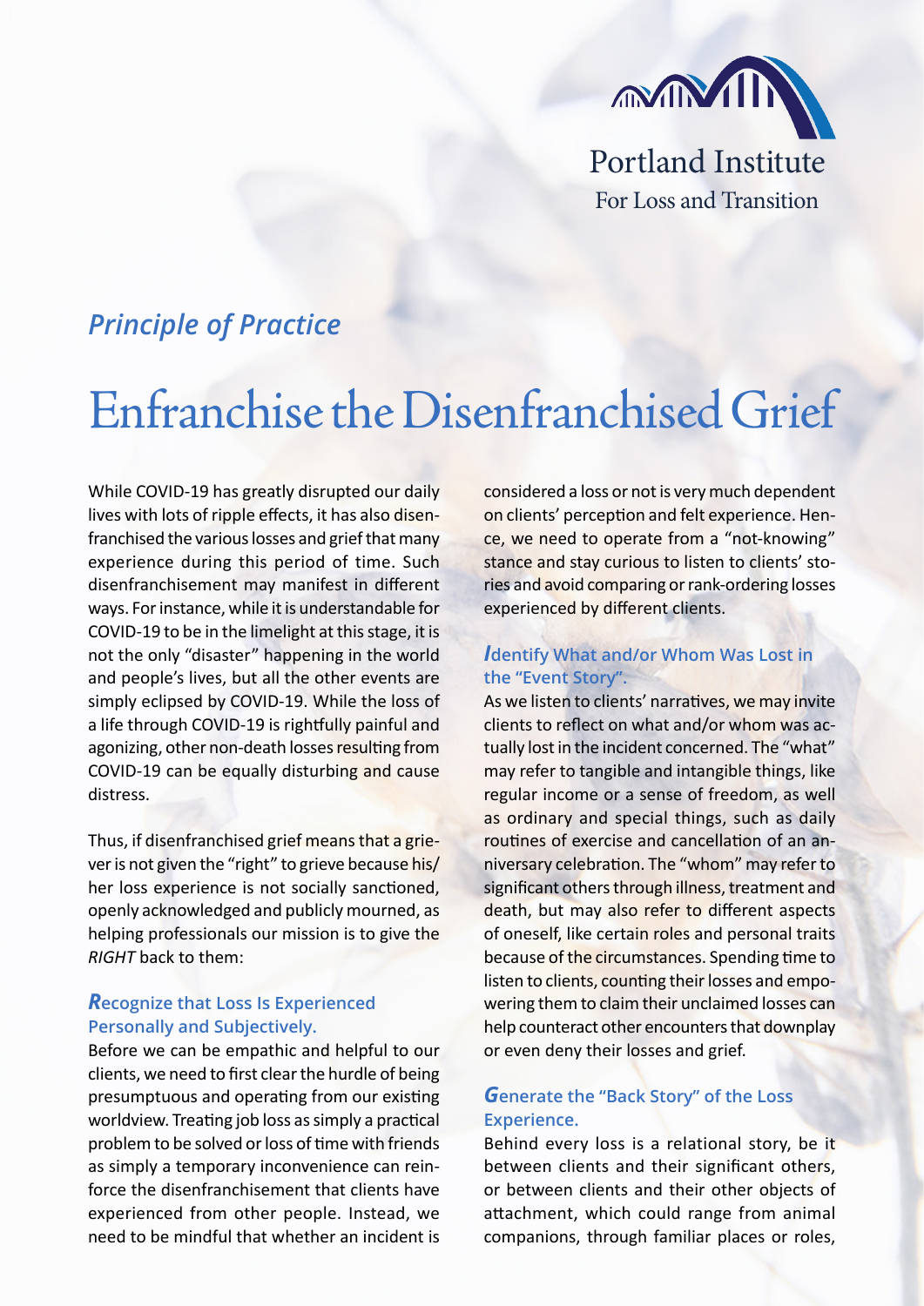Portland Institute
For Loss and Transition

*Principle of Practice*

# Enfranchise the Disenfranchised Grief

While COVID-19 has greatly disrupted our daily lives with lots of ripple effects, it has also disenfranchised the various losses and grief that many experience during this period of time. Such disenfranchisement may manifest in different ways. For instance, while it is understandable for COVID-19 to be in the limelight at this stage, it is not the only "disaster" happening in the world and people's lives, but all the other events are simply eclipsed by COVID-19. While the loss of a life through COVID-19 is rightfully painful and agonizing, other non-death losses resulting from COVID-19 can be equally disturbing and cause distress.

Thus, if disenfranchised grief means that a griever is not given the "right" to grieve because his/her loss experience is not socially sanctioned, openly acknowledged and publicly mourned, as helping professionals our mission is to give the *RIGHT* back to them:

### ***R**ecognize that Loss Is Experienced Personally and Subjectively.*

Before we can be empathic and helpful to our clients, we need to first clear the hurdle of being presumptuous and operating from our existing worldview. Treating job loss as simply a practical problem to be solved or loss of time with friends as simply a temporary inconvenience can reinforce the disenfranchisement that clients have experienced from other people. Instead, we need to be mindful that whether an incident is considered a loss or not is very much dependent on clients' perception and felt experience. Hence, we need to operate from a "not-knowing" stance and stay curious to listen to clients' stories and avoid comparing or rank-ordering losses experienced by different clients.

### ***I**dentify What and/or Whom Was Lost in the "Event Story".*

As we listen to clients' narratives, we may invite clients to reflect on what and/or whom was actually lost in the incident concerned. The "what" may refer to tangible and intangible things, like regular income or a sense of freedom, as well as ordinary and special things, such as daily routines of exercise and cancellation of an anniversary celebration. The "whom" may refer to significant others through illness, treatment and death, but may also refer to different aspects of oneself, like certain roles and personal traits because of the circumstances. Spending time to listen to clients, counting their losses and empowering them to claim their unclaimed losses can help counteract other encounters that downplay or even deny their losses and grief.

### ***G**enerate the "Back Story" of the Loss Experience.*

Behind every loss is a relational story, be it between clients and their significant others, or between clients and their other objects of attachment, which could range from animal companions, through familiar places or roles,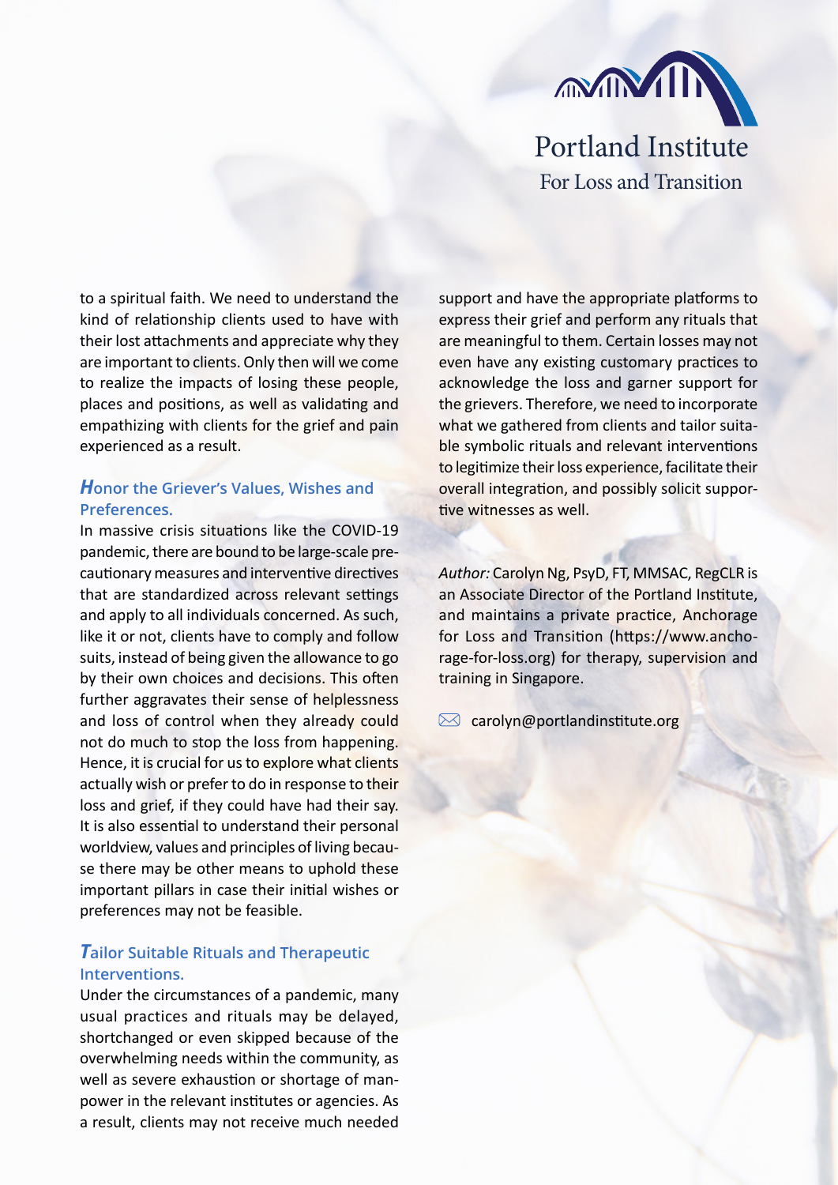to a spiritual faith. We need to understand the kind of relationship clients used to have with their lost attachments and appreciate why they are important to clients. Only then will we come to realize the impacts of losing these people, places and positions, as well as validating and empathizing with clients for the grief and pain experienced as a result.

### *H*onor the Griever's Values, Wishes and Preferences.

In massive crisis situations like the COVID-19 pandemic, there are bound to be large-scale precautionary measures and interventive directives that are standardized across relevant settings and apply to all individuals concerned. As such, like it or not, clients have to comply and follow suits, instead of being given the allowance to go by their own choices and decisions. This often further aggravates their sense of helplessness and loss of control when they already could not do much to stop the loss from happening. Hence, it is crucial for us to explore what clients actually wish or prefer to do in response to their loss and grief, if they could have had their say. It is also essential to understand their personal worldview, values and principles of living because there may be other means to uphold these important pillars in case their initial wishes or preferences may not be feasible.

### *T*ailor Suitable Rituals and Therapeutic Interventions.

Under the circumstances of a pandemic, many usual practices and rituals may be delayed, shortchanged or even skipped because of the overwhelming needs within the community, as well as severe exhaustion or shortage of manpower in the relevant institutes or agencies. As a result, clients may not receive much needed support and have the appropriate platforms to express their grief and perform any rituals that are meaningful to them. Certain losses may not even have any existing customary practices to acknowledge the loss and garner support for the grievers. Therefore, we need to incorporate what we gathered from clients and tailor suitable symbolic rituals and relevant interventions to legitimize their loss experience, facilitate their overall integration, and possibly solicit supportive witnesses as well.

*Author:* Carolyn Ng, PsyD, FT, MMSAC, RegCLR is an Associate Director of the Portland Institute, and maintains a private practice, Anchorage for Loss and Transition (https://www.anchorage-for-loss.org) for therapy, supervision and training in Singapore.

carolyn@portlandinstitute.org